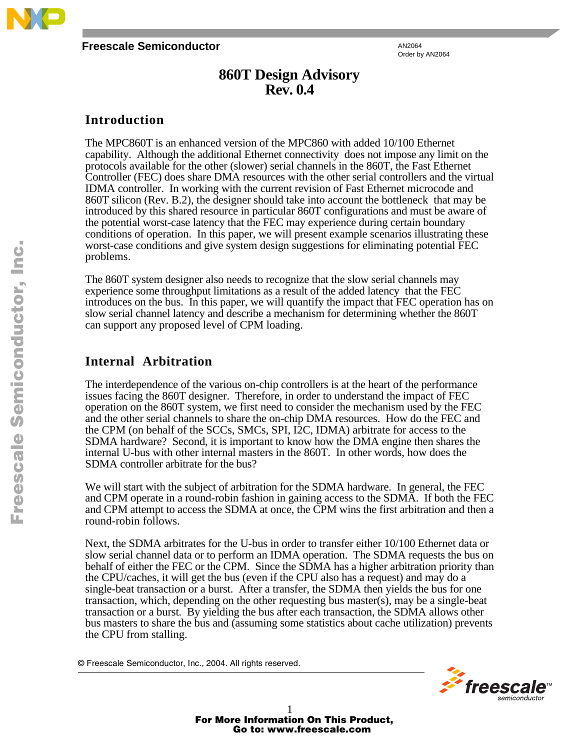Freescale Semiconductor

AN2064
Order by AN2064

# 860T Design Advisory
# Rev. 0.4

## Introduction

The MPC860T is an enhanced version of the MPC860 with added 10/100 Ethernet capability. Although the additional Ethernet connectivity does not impose any limit on the protocols available for the other (slower) serial channels in the 860T, the Fast Ethernet Controller (FEC) does share DMA resources with the other serial controllers and the virtual IDMA controller. In working with the current revision of Fast Ethernet microcode and 860T silicon (Rev. B.2), the designer should take into account the bottleneck that may be introduced by this shared resource in particular 860T configurations and must be aware of the potential worst-case latency that the FEC may experience during certain boundary conditions of operation. In this paper, we will present example scenarios illustrating these worst-case conditions and give system design suggestions for eliminating potential FEC problems.

The 860T system designer also needs to recognize that the slow serial channels may experience some throughput limitations as a result of the added latency that the FEC introduces on the bus. In this paper, we will quantify the impact that FEC operation has on slow serial channel latency and describe a mechanism for determining whether the 860T can support any proposed level of CPM loading.

## Internal Arbitration

The interdependence of the various on-chip controllers is at the heart of the performance issues facing the 860T designer. Therefore, in order to understand the impact of FEC operation on the 860T system, we first need to consider the mechanism used by the FEC and the other serial channels to share the on-chip DMA resources. How do the FEC and the CPM (on behalf of the SCCs, SMCs, SPI, I2C, IDMA) arbitrate for access to the SDMA hardware? Second, it is important to know how the DMA engine then shares the internal U-bus with other internal masters in the 860T. In other words, how does the SDMA controller arbitrate for the bus?

We will start with the subject of arbitration for the SDMA hardware. In general, the FEC and CPM operate in a round-robin fashion in gaining access to the SDMA. If both the FEC and CPM attempt to access the SDMA at once, the CPM wins the first arbitration and then a round-robin follows.

Next, the SDMA arbitrates for the U-bus in order to transfer either 10/100 Ethernet data or slow serial channel data or to perform an IDMA operation. The SDMA requests the bus on behalf of either the FEC or the CPM. Since the SDMA has a higher arbitration priority than the CPU/caches, it will get the bus (even if the CPU also has a request) and may do a single-beat transaction or a burst. After a transfer, the SDMA then yields the bus for one transaction, which, depending on the other requesting bus master(s), may be a single-beat transaction or a burst. By yielding the bus after each transaction, the SDMA allows other bus masters to share the bus and (assuming some statistics about cache utilization) prevents the CPU from stalling.

© Freescale Semiconductor, Inc., 2004. All rights reserved.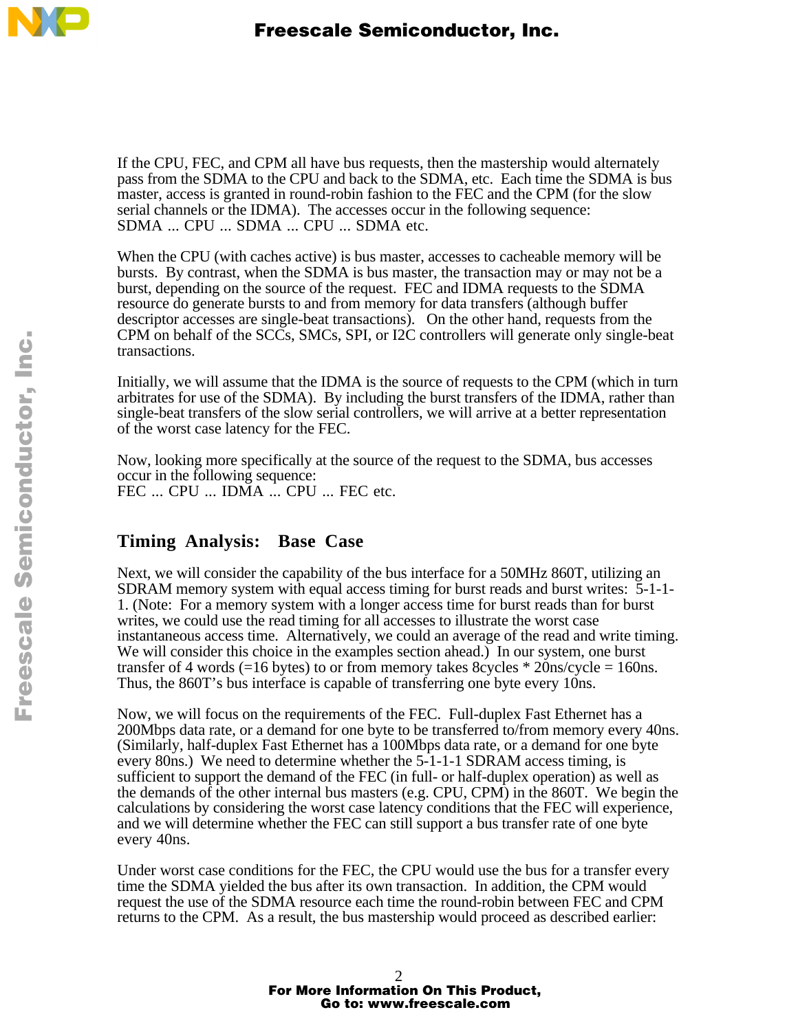If the CPU, FEC, and CPM all have bus requests, then the mastership would alternately pass from the SDMA to the CPU and back to the SDMA, etc. Each time the SDMA is bus master, access is granted in round-robin fashion to the FEC and the CPM (for the slow serial channels or the IDMA). The accesses occur in the following sequence:
SDMA ... CPU ... SDMA ... CPU ... SDMA etc.

When the CPU (with caches active) is bus master, accesses to cacheable memory will be bursts. By contrast, when the SDMA is bus master, the transaction may or may not be a burst, depending on the source of the request. FEC and IDMA requests to the SDMA resource do generate bursts to and from memory for data transfers (although buffer descriptor accesses are single-beat transactions). On the other hand, requests from the CPM on behalf of the SCCs, SMCs, SPI, or I2C controllers will generate only single-beat transactions.

Initially, we will assume that the IDMA is the source of requests to the CPM (which in turn arbitrates for use of the SDMA). By including the burst transfers of the IDMA, rather than single-beat transfers of the slow serial controllers, we will arrive at a better representation of the worst case latency for the FEC.

Now, looking more specifically at the source of the request to the SDMA, bus accesses occur in the following sequence:
FEC ... CPU ... IDMA ... CPU ... FEC etc.

## Timing Analysis: Base Case

Next, we will consider the capability of the bus interface for a 50MHz 860T, utilizing an SDRAM memory system with equal access timing for burst reads and burst writes: 5-1-1-1. (Note: For a memory system with a longer access time for burst reads than for burst writes, we could use the read timing for all accesses to illustrate the worst case instantaneous access time. Alternatively, we could an average of the read and write timing. We will consider this choice in the examples section ahead.) In our system, one burst transfer of 4 words (=16 bytes) to or from memory takes 8cycles * 20ns/cycle = 160ns. Thus, the 860T's bus interface is capable of transferring one byte every 10ns.

Now, we will focus on the requirements of the FEC. Full-duplex Fast Ethernet has a 200Mbps data rate, or a demand for one byte to be transferred to/from memory every 40ns. (Similarly, half-duplex Fast Ethernet has a 100Mbps data rate, or a demand for one byte every 80ns.) We need to determine whether the 5-1-1-1 SDRAM access timing, is sufficient to support the demand of the FEC (in full- or half-duplex operation) as well as the demands of the other internal bus masters (e.g. CPU, CPM) in the 860T. We begin the calculations by considering the worst case latency conditions that the FEC will experience, and we will determine whether the FEC can still support a bus transfer rate of one byte every 40ns.

Under worst case conditions for the FEC, the CPU would use the bus for a transfer every time the SDMA yielded the bus after its own transaction. In addition, the CPM would request the use of the SDMA resource each time the round-robin between FEC and CPM returns to the CPM. As a result, the bus mastership would proceed as described earlier: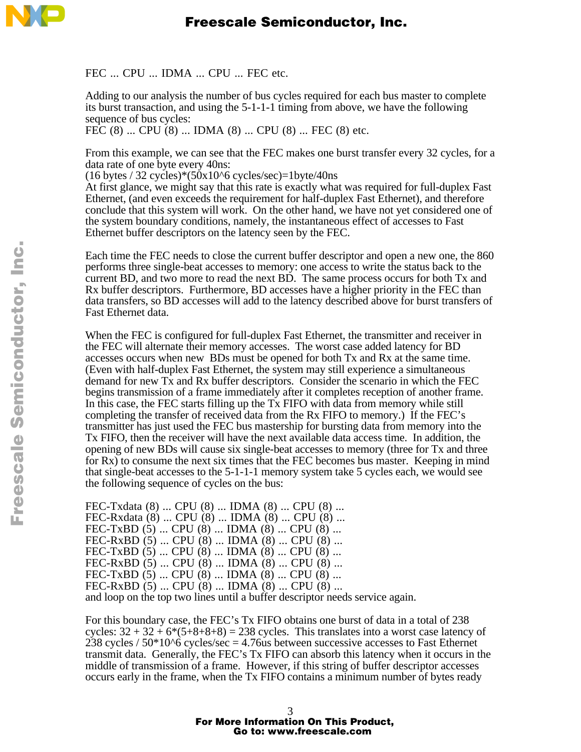FEC ... CPU ... IDMA ... CPU ... FEC etc.

Adding to our analysis the number of bus cycles required for each bus master to complete its burst transaction, and using the 5-1-1-1 timing from above, we have the following sequence of bus cycles:
FEC (8) ... CPU (8) ... IDMA (8) ... CPU (8) ... FEC (8) etc.

From this example, we can see that the FEC makes one burst transfer every 32 cycles, for a data rate of one byte every 40ns:
(16 bytes / 32 cycles)*(50x10^6 cycles/sec)=1byte/40ns
At first glance, we might say that this rate is exactly what was required for full-duplex Fast Ethernet, (and even exceeds the requirement for half-duplex Fast Ethernet), and therefore conclude that this system will work. On the other hand, we have not yet considered one of the system boundary conditions, namely, the instantaneous effect of accesses to Fast Ethernet buffer descriptors on the latency seen by the FEC.

Each time the FEC needs to close the current buffer descriptor and open a new one, the 860 performs three single-beat accesses to memory: one access to write the status back to the current BD, and two more to read the next BD. The same process occurs for both Tx and Rx buffer descriptors. Furthermore, BD accesses have a higher priority in the FEC than data transfers, so BD accesses will add to the latency described above for burst transfers of Fast Ethernet data.

When the FEC is configured for full-duplex Fast Ethernet, the transmitter and receiver in the FEC will alternate their memory accesses. The worst case added latency for BD accesses occurs when new BDs must be opened for both Tx and Rx at the same time. (Even with half-duplex Fast Ethernet, the system may still experience a simultaneous demand for new Tx and Rx buffer descriptors. Consider the scenario in which the FEC begins transmission of a frame immediately after it completes reception of another frame. In this case, the FEC starts filling up the Tx FIFO with data from memory while still completing the transfer of received data from the Rx FIFO to memory.) If the FEC's transmitter has just used the FEC bus mastership for bursting data from memory into the Tx FIFO, then the receiver will have the next available data access time. In addition, the opening of new BDs will cause six single-beat accesses to memory (three for Tx and three for Rx) to consume the next six times that the FEC becomes bus master. Keeping in mind that single-beat accesses to the 5-1-1-1 memory system take 5 cycles each, we would see the following sequence of cycles on the bus:

FEC-Txdata (8) ... CPU (8) ... IDMA (8) ... CPU (8) ...
FEC-Rxdata (8) ... CPU (8) ... IDMA (8) ... CPU (8) ...
FEC-TxBD (5) ... CPU (8) ... IDMA (8) ... CPU (8) ...
FEC-RxBD (5) ... CPU (8) ... IDMA (8) ... CPU (8) ...
FEC-TxBD (5) ... CPU (8) ... IDMA (8) ... CPU (8) ...
FEC-RxBD (5) ... CPU (8) ... IDMA (8) ... CPU (8) ...
FEC-TxBD (5) ... CPU (8) ... IDMA (8) ... CPU (8) ...
FEC-RxBD (5) ... CPU (8) ... IDMA (8) ... CPU (8) ...
and loop on the top two lines until a buffer descriptor needs service again.

For this boundary case, the FEC's Tx FIFO obtains one burst of data in a total of 238 cycles: 32 + 32 + 6*(5+8+8+8) = 238 cycles. This translates into a worst case latency of 238 cycles / 50*10^6 cycles/sec = 4.76us between successive accesses to Fast Ethernet transmit data. Generally, the FEC's Tx FIFO can absorb this latency when it occurs in the middle of transmission of a frame. However, if this string of buffer descriptor accesses occurs early in the frame, when the Tx FIFO contains a minimum number of bytes ready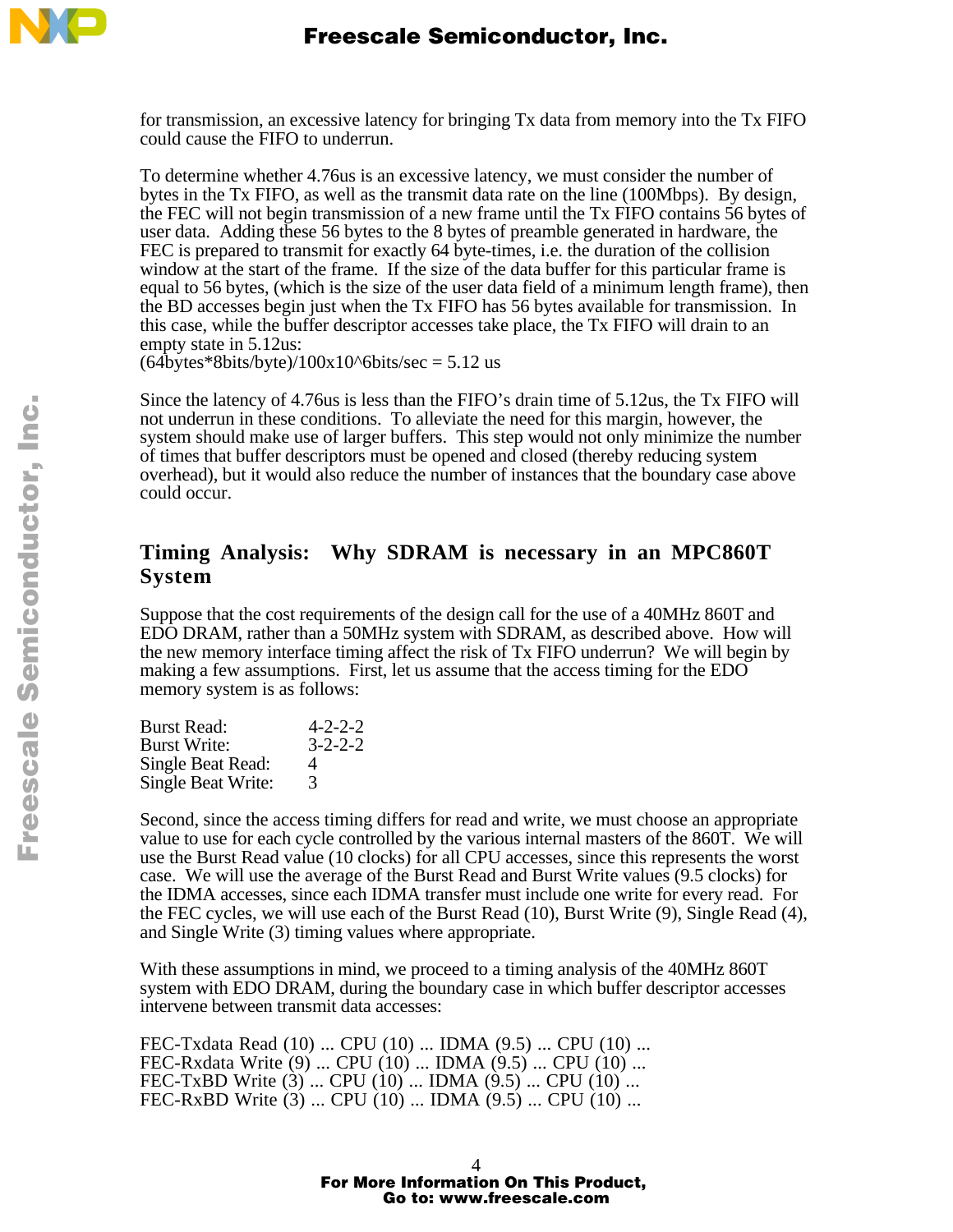for transmission, an excessive latency for bringing Tx data from memory into the Tx FIFO could cause the FIFO to underrun.

To determine whether 4.76us is an excessive latency, we must consider the number of bytes in the Tx FIFO, as well as the transmit data rate on the line (100Mbps). By design, the FEC will not begin transmission of a new frame until the Tx FIFO contains 56 bytes of user data. Adding these 56 bytes to the 8 bytes of preamble generated in hardware, the FEC is prepared to transmit for exactly 64 byte-times, i.e. the duration of the collision window at the start of the frame. If the size of the data buffer for this particular frame is equal to 56 bytes, (which is the size of the user data field of a minimum length frame), then the BD accesses begin just when the Tx FIFO has 56 bytes available for transmission. In this case, while the buffer descriptor accesses take place, the Tx FIFO will drain to an empty state in 5.12us:
(64bytes*8bits/byte)/100x10^6bits/sec = 5.12 us

Since the latency of 4.76us is less than the FIFO's drain time of 5.12us, the Tx FIFO will not underrun in these conditions. To alleviate the need for this margin, however, the system should make use of larger buffers. This step would not only minimize the number of times that buffer descriptors must be opened and closed (thereby reducing system overhead), but it would also reduce the number of instances that the boundary case above could occur.

## Timing Analysis: Why SDRAM is necessary in an MPC860T System

Suppose that the cost requirements of the design call for the use of a 40MHz 860T and EDO DRAM, rather than a 50MHz system with SDRAM, as described above. How will the new memory interface timing affect the risk of Tx FIFO underrun? We will begin by making a few assumptions. First, let us assume that the access timing for the EDO memory system is as follows:

| | |
|---|---|
| Burst Read: | 4-2-2-2 |
| Burst Write: | 3-2-2-2 |
| Single Beat Read: | 4 |
| Single Beat Write: | 3 |

Second, since the access timing differs for read and write, we must choose an appropriate value to use for each cycle controlled by the various internal masters of the 860T. We will use the Burst Read value (10 clocks) for all CPU accesses, since this represents the worst case. We will use the average of the Burst Read and Burst Write values (9.5 clocks) for the IDMA accesses, since each IDMA transfer must include one write for every read. For the FEC cycles, we will use each of the Burst Read (10), Burst Write (9), Single Read (4), and Single Write (3) timing values where appropriate.

With these assumptions in mind, we proceed to a timing analysis of the 40MHz 860T system with EDO DRAM, during the boundary case in which buffer descriptor accesses intervene between transmit data accesses:

FEC-Txdata Read (10) ... CPU (10) ... IDMA (9.5) ... CPU (10) ...
FEC-Rxdata Write (9) ... CPU (10) ... IDMA (9.5) ... CPU (10) ...
FEC-TxBD Write (3) ... CPU (10) ... IDMA (9.5) ... CPU (10) ...
FEC-RxBD Write (3) ... CPU (10) ... IDMA (9.5) ... CPU (10) ...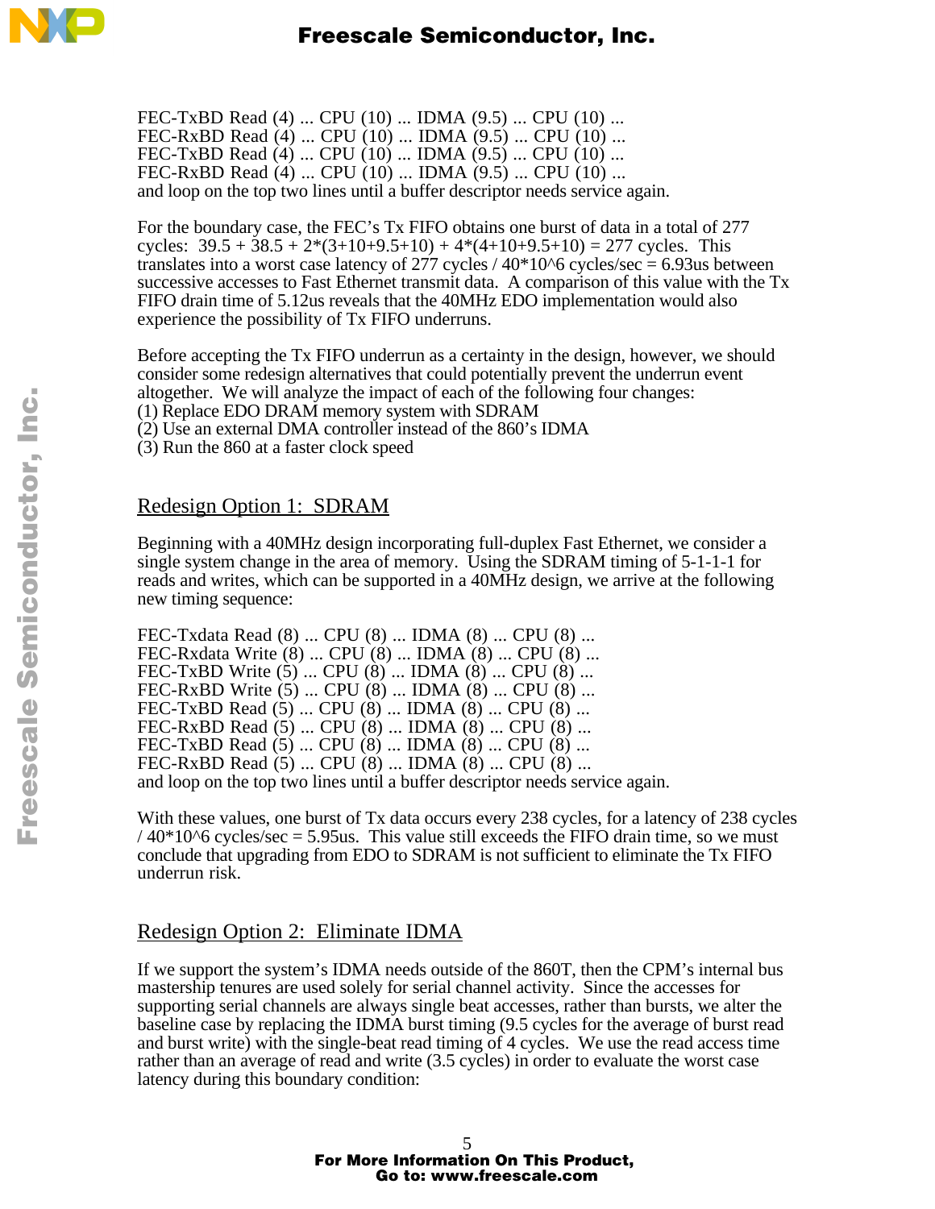FEC-TxBD Read (4) ... CPU (10) ... IDMA (9.5) ... CPU (10) ...
FEC-RxBD Read (4) ... CPU (10) ... IDMA (9.5) ... CPU (10) ...
FEC-TxBD Read (4) ... CPU (10) ... IDMA (9.5) ... CPU (10) ...
FEC-RxBD Read (4) ... CPU (10) ... IDMA (9.5) ... CPU (10) ...
and loop on the top two lines until a buffer descriptor needs service again.

For the boundary case, the FEC's Tx FIFO obtains one burst of data in a total of 277 cycles: 39.5 + 38.5 + 2*(3+10+9.5+10) + 4*(4+10+9.5+10) = 277 cycles. This translates into a worst case latency of 277 cycles / 40*10^6 cycles/sec = 6.93us between successive accesses to Fast Ethernet transmit data. A comparison of this value with the Tx FIFO drain time of 5.12us reveals that the 40MHz EDO implementation would also experience the possibility of Tx FIFO underruns.

Before accepting the Tx FIFO underrun as a certainty in the design, however, we should consider some redesign alternatives that could potentially prevent the underrun event altogether. We will analyze the impact of each of the following four changes:
(1) Replace EDO DRAM memory system with SDRAM
(2) Use an external DMA controller instead of the 860's IDMA
(3) Run the 860 at a faster clock speed

## Redesign Option 1: SDRAM

Beginning with a 40MHz design incorporating full-duplex Fast Ethernet, we consider a single system change in the area of memory. Using the SDRAM timing of 5-1-1-1 for reads and writes, which can be supported in a 40MHz design, we arrive at the following new timing sequence:

FEC-Txdata Read (8) ... CPU (8) ... IDMA (8) ... CPU (8) ...
FEC-Rxdata Write (8) ... CPU (8) ... IDMA (8) ... CPU (8) ...
FEC-TxBD Write (5) ... CPU (8) ... IDMA (8) ... CPU (8) ...
FEC-RxBD Write (5) ... CPU (8) ... IDMA (8) ... CPU (8) ...
FEC-TxBD Read (5) ... CPU (8) ... IDMA (8) ... CPU (8) ...
FEC-RxBD Read (5) ... CPU (8) ... IDMA (8) ... CPU (8) ...
FEC-TxBD Read (5) ... CPU (8) ... IDMA (8) ... CPU (8) ...
FEC-RxBD Read (5) ... CPU (8) ... IDMA (8) ... CPU (8) ...
and loop on the top two lines until a buffer descriptor needs service again.

With these values, one burst of Tx data occurs every 238 cycles, for a latency of 238 cycles / 40*10^6 cycles/sec = 5.95us. This value still exceeds the FIFO drain time, so we must conclude that upgrading from EDO to SDRAM is not sufficient to eliminate the Tx FIFO underrun risk.

## Redesign Option 2: Eliminate IDMA

If we support the system's IDMA needs outside of the 860T, then the CPM's internal bus mastership tenures are used solely for serial channel activity. Since the accesses for supporting serial channels are always single beat accesses, rather than bursts, we alter the baseline case by replacing the IDMA burst timing (9.5 cycles for the average of burst read and burst write) with the single-beat read timing of 4 cycles. We use the read access time rather than an average of read and write (3.5 cycles) in order to evaluate the worst case latency during this boundary condition: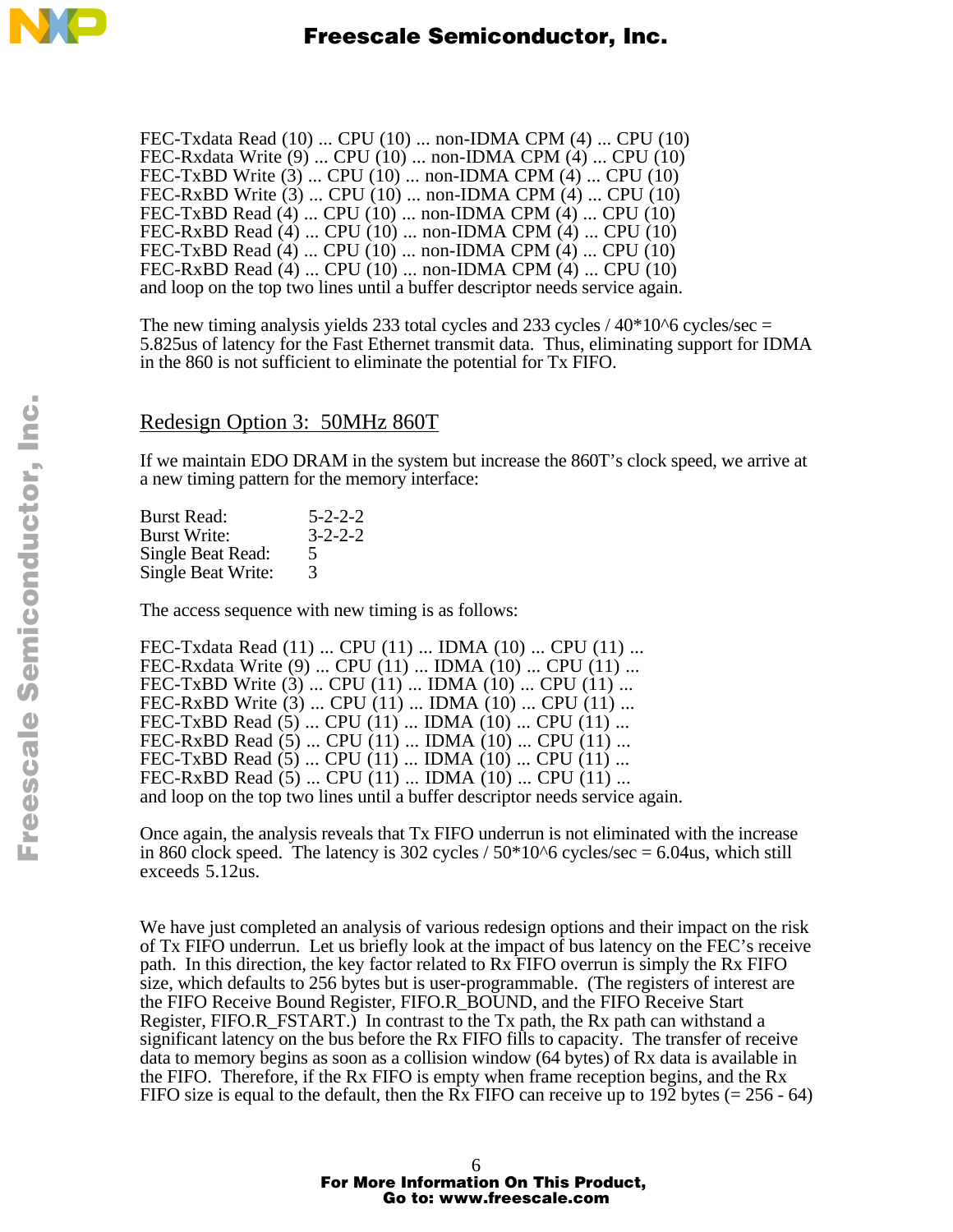FEC-Txdata Read (10) ... CPU (10) ... non-IDMA CPM (4) ... CPU (10)
FEC-Rxdata Write (9) ... CPU (10) ... non-IDMA CPM (4) ... CPU (10)
FEC-TxBD Write (3) ... CPU (10) ... non-IDMA CPM (4) ... CPU (10)
FEC-RxBD Write (3) ... CPU (10) ... non-IDMA CPM (4) ... CPU (10)
FEC-TxBD Read (4) ... CPU (10) ... non-IDMA CPM (4) ... CPU (10)
FEC-RxBD Read (4) ... CPU (10) ... non-IDMA CPM (4) ... CPU (10)
FEC-TxBD Read (4) ... CPU (10) ... non-IDMA CPM (4) ... CPU (10)
FEC-RxBD Read (4) ... CPU (10) ... non-IDMA CPM (4) ... CPU (10)
and loop on the top two lines until a buffer descriptor needs service again.

The new timing analysis yields 233 total cycles and 233 cycles / 40*10^6 cycles/sec = 5.825us of latency for the Fast Ethernet transmit data. Thus, eliminating support for IDMA in the 860 is not sufficient to eliminate the potential for Tx FIFO.

## Redesign Option 3: 50MHz 860T

If we maintain EDO DRAM in the system but increase the 860T's clock speed, we arrive at a new timing pattern for the memory interface:

| | |
|---|---|
| Burst Read: | 5-2-2-2 |
| Burst Write: | 3-2-2-2 |
| Single Beat Read: | 5 |
| Single Beat Write: | 3 |

The access sequence with new timing is as follows:

FEC-Txdata Read (11) ... CPU (11) ... IDMA (10) ... CPU (11) ...
FEC-Rxdata Write (9) ... CPU (11) ... IDMA (10) ... CPU (11) ...
FEC-TxBD Write (3) ... CPU (11) ... IDMA (10) ... CPU (11) ...
FEC-RxBD Write (3) ... CPU (11) ... IDMA (10) ... CPU (11) ...
FEC-TxBD Read (5) ... CPU (11) ... IDMA (10) ... CPU (11) ...
FEC-RxBD Read (5) ... CPU (11) ... IDMA (10) ... CPU (11) ...
FEC-TxBD Read (5) ... CPU (11) ... IDMA (10) ... CPU (11) ...
FEC-RxBD Read (5) ... CPU (11) ... IDMA (10) ... CPU (11) ...
and loop on the top two lines until a buffer descriptor needs service again.

Once again, the analysis reveals that Tx FIFO underrun is not eliminated with the increase in 860 clock speed. The latency is 302 cycles / 50*10^6 cycles/sec = 6.04us, which still exceeds 5.12us.

We have just completed an analysis of various redesign options and their impact on the risk of Tx FIFO underrun. Let us briefly look at the impact of bus latency on the FEC's receive path. In this direction, the key factor related to Rx FIFO overrun is simply the Rx FIFO size, which defaults to 256 bytes but is user-programmable. (The registers of interest are the FIFO Receive Bound Register, FIFO.R_BOUND, and the FIFO Receive Start Register, FIFO.R_FSTART.) In contrast to the Tx path, the Rx path can withstand a significant latency on the bus before the Rx FIFO fills to capacity. The transfer of receive data to memory begins as soon as a collision window (64 bytes) of Rx data is available in the FIFO. Therefore, if the Rx FIFO is empty when frame reception begins, and the Rx FIFO size is equal to the default, then the Rx FIFO can receive up to 192 bytes (= 256 - 64)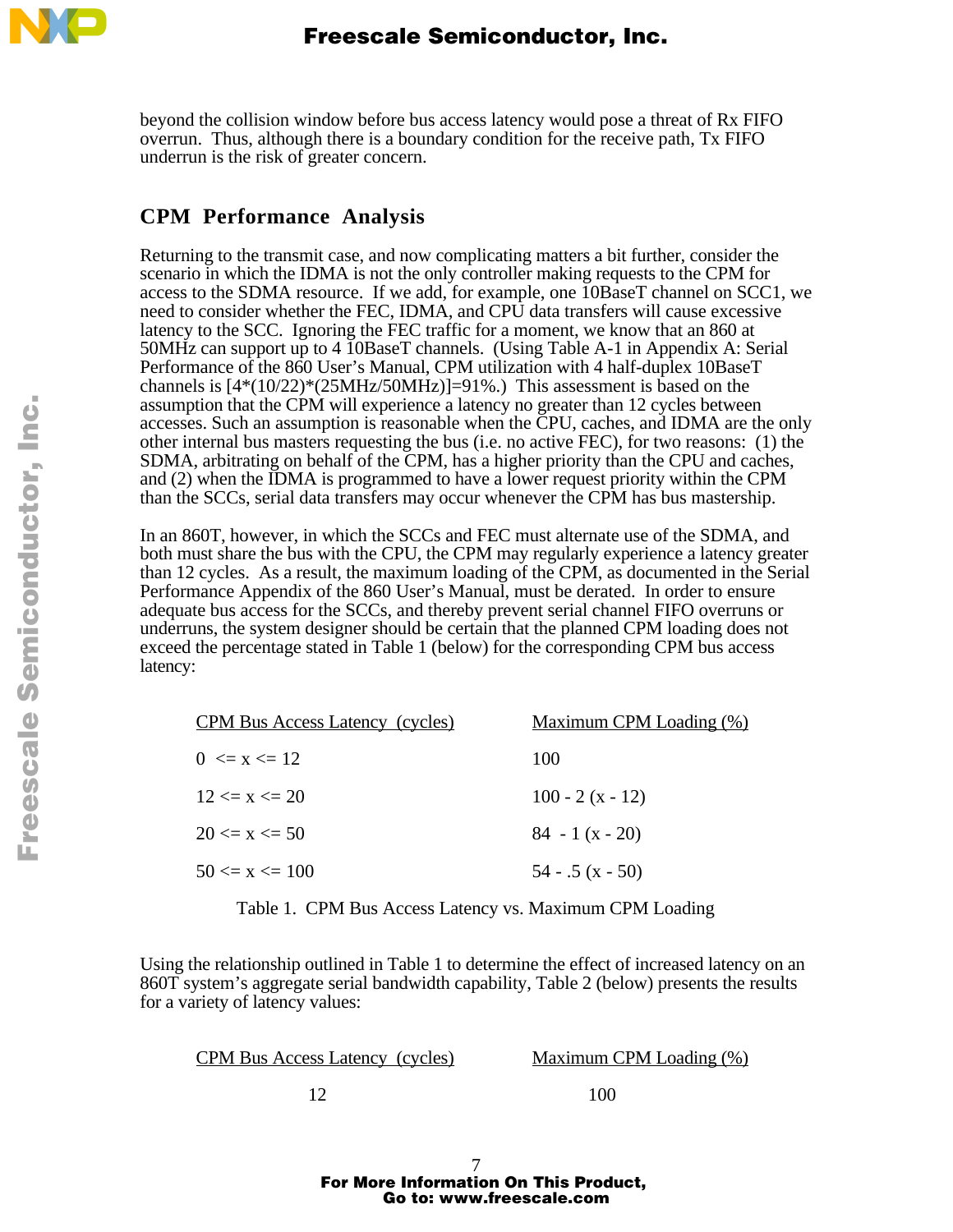beyond the collision window before bus access latency would pose a threat of Rx FIFO overrun. Thus, although there is a boundary condition for the receive path, Tx FIFO underrun is the risk of greater concern.

## CPM Performance Analysis

Returning to the transmit case, and now complicating matters a bit further, consider the scenario in which the IDMA is not the only controller making requests to the CPM for access to the SDMA resource. If we add, for example, one 10BaseT channel on SCC1, we need to consider whether the FEC, IDMA, and CPU data transfers will cause excessive latency to the SCC. Ignoring the FEC traffic for a moment, we know that an 860 at 50MHz can support up to 4 10BaseT channels. (Using Table A-1 in Appendix A: Serial Performance of the 860 User's Manual, CPM utilization with 4 half-duplex 10BaseT channels is [4*(10/22)*(25MHz/50MHz)]=91%.) This assessment is based on the assumption that the CPM will experience a latency no greater than 12 cycles between accesses. Such an assumption is reasonable when the CPU, caches, and IDMA are the only other internal bus masters requesting the bus (i.e. no active FEC), for two reasons: (1) the SDMA, arbitrating on behalf of the CPM, has a higher priority than the CPU and caches, and (2) when the IDMA is programmed to have a lower request priority within the CPM than the SCCs, serial data transfers may occur whenever the CPM has bus mastership.

In an 860T, however, in which the SCCs and FEC must alternate use of the SDMA, and both must share the bus with the CPU, the CPM may regularly experience a latency greater than 12 cycles. As a result, the maximum loading of the CPM, as documented in the Serial Performance Appendix of the 860 User's Manual, must be derated. In order to ensure adequate bus access for the SCCs, and thereby prevent serial channel FIFO overruns or underruns, the system designer should be certain that the planned CPM loading does not exceed the percentage stated in Table 1 (below) for the corresponding CPM bus access latency:

| CPM Bus Access Latency (cycles) | Maximum CPM Loading (%) |
|---|---|
| 0 <= x <= 12 | 100 |
| 12 <= x <= 20 | 100 - 2 (x - 12) |
| 20 <= x <= 50 | 84 - 1 (x - 20) |
| 50 <= x <= 100 | 54 - .5 (x - 50) |

Table 1. CPM Bus Access Latency vs. Maximum CPM Loading

Using the relationship outlined in Table 1 to determine the effect of increased latency on an 860T system's aggregate serial bandwidth capability, Table 2 (below) presents the results for a variety of latency values:

| CPM Bus Access Latency (cycles) | Maximum CPM Loading (%) |
|---|---|
| 12 | 100 |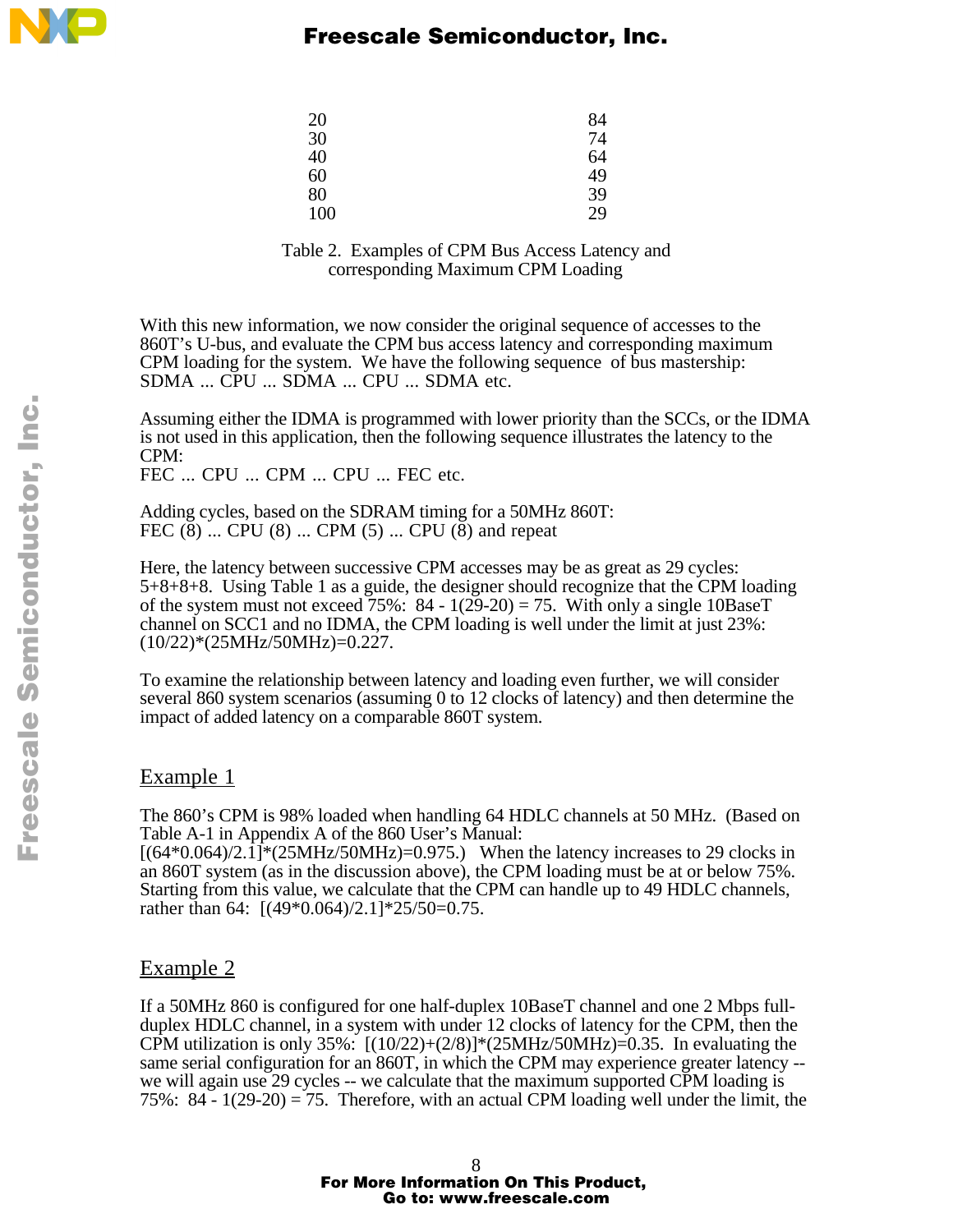| | |
|---|---|
| 20 | 84 |
| 30 | 74 |
| 40 | 64 |
| 60 | 49 |
| 80 | 39 |
| 100 | 29 |

Table 2. Examples of CPM Bus Access Latency and corresponding Maximum CPM Loading

With this new information, we now consider the original sequence of accesses to the 860T's U-bus, and evaluate the CPM bus access latency and corresponding maximum CPM loading for the system. We have the following sequence of bus mastership:
SDMA ... CPU ... SDMA ... CPU ... SDMA etc.

Assuming either the IDMA is programmed with lower priority than the SCCs, or the IDMA is not used in this application, then the following sequence illustrates the latency to the CPM:
FEC ... CPU ... CPM ... CPU ... FEC etc.

Adding cycles, based on the SDRAM timing for a 50MHz 860T:
FEC (8) ... CPU (8) ... CPM (5) ... CPU (8) and repeat

Here, the latency between successive CPM accesses may be as great as 29 cycles: 5+8+8+8. Using Table 1 as a guide, the designer should recognize that the CPM loading of the system must not exceed 75%: 84 - 1(29-20) = 75. With only a single 10BaseT channel on SCC1 and no IDMA, the CPM loading is well under the limit at just 23%: (10/22)*(25MHz/50MHz)=0.227.

To examine the relationship between latency and loading even further, we will consider several 860 system scenarios (assuming 0 to 12 clocks of latency) and then determine the impact of added latency on a comparable 860T system.

## Example 1

The 860's CPM is 98% loaded when handling 64 HDLC channels at 50 MHz. (Based on Table A-1 in Appendix A of the 860 User's Manual:
[(64*0.064)/2.1]*(25MHz/50MHz)=0.975.) When the latency increases to 29 clocks in an 860T system (as in the discussion above), the CPM loading must be at or below 75%. Starting from this value, we calculate that the CPM can handle up to 49 HDLC channels, rather than 64: [(49*0.064)/2.1]*25/50=0.75.

## Example 2

If a 50MHz 860 is configured for one half-duplex 10BaseT channel and one 2 Mbps full-duplex HDLC channel, in a system with under 12 clocks of latency for the CPM, then the CPM utilization is only 35%: [(10/22)+(2/8)]*(25MHz/50MHz)=0.35. In evaluating the same serial configuration for an 860T, in which the CPM may experience greater latency -- we will again use 29 cycles -- we calculate that the maximum supported CPM loading is 75%: 84 - 1(29-20) = 75. Therefore, with an actual CPM loading well under the limit, the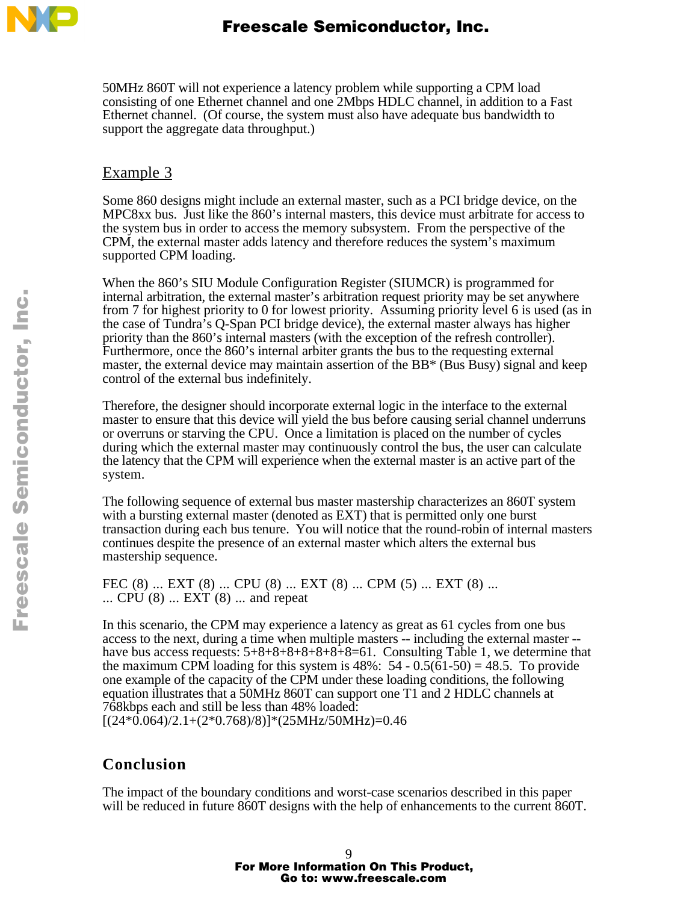50MHz 860T will not experience a latency problem while supporting a CPM load consisting of one Ethernet channel and one 2Mbps HDLC channel, in addition to a Fast Ethernet channel. (Of course, the system must also have adequate bus bandwidth to support the aggregate data throughput.)

### Example 3

Some 860 designs might include an external master, such as a PCI bridge device, on the MPC8xx bus. Just like the 860's internal masters, this device must arbitrate for access to the system bus in order to access the memory subsystem. From the perspective of the CPM, the external master adds latency and therefore reduces the system's maximum supported CPM loading.

When the 860's SIU Module Configuration Register (SIUMCR) is programmed for internal arbitration, the external master's arbitration request priority may be set anywhere from 7 for highest priority to 0 for lowest priority. Assuming priority level 6 is used (as in the case of Tundra's Q-Span PCI bridge device), the external master always has higher priority than the 860's internal masters (with the exception of the refresh controller). Furthermore, once the 860's internal arbiter grants the bus to the requesting external master, the external device may maintain assertion of the BB* (Bus Busy) signal and keep control of the external bus indefinitely.

Therefore, the designer should incorporate external logic in the interface to the external master to ensure that this device will yield the bus before causing serial channel underruns or overruns or starving the CPU. Once a limitation is placed on the number of cycles during which the external master may continuously control the bus, the user can calculate the latency that the CPM will experience when the external master is an active part of the system.

The following sequence of external bus master mastership characterizes an 860T system with a bursting external master (denoted as EXT) that is permitted only one burst transaction during each bus tenure. You will notice that the round-robin of internal masters continues despite the presence of an external master which alters the external bus mastership sequence.

FEC (8) ... EXT (8) ... CPU (8) ... EXT (8) ... CPM (5) ... EXT (8) ...
... CPU (8) ... EXT (8) ... and repeat

In this scenario, the CPM may experience a latency as great as 61 cycles from one bus access to the next, during a time when multiple masters -- including the external master -- have bus access requests: 5+8+8+8+8+8+8+8=61. Consulting Table 1, we determine that the maximum CPM loading for this system is 48%: 54 - 0.5(61-50) = 48.5. To provide one example of the capacity of the CPM under these loading conditions, the following equation illustrates that a 50MHz 860T can support one T1 and 2 HDLC channels at 768kbps each and still be less than 48% loaded:
$[(24*0.064)/2.1+(2*0.768)/8)]*(25MHz/50MHz)=0.46$

## Conclusion

The impact of the boundary conditions and worst-case scenarios described in this paper will be reduced in future 860T designs with the help of enhancements to the current 860T.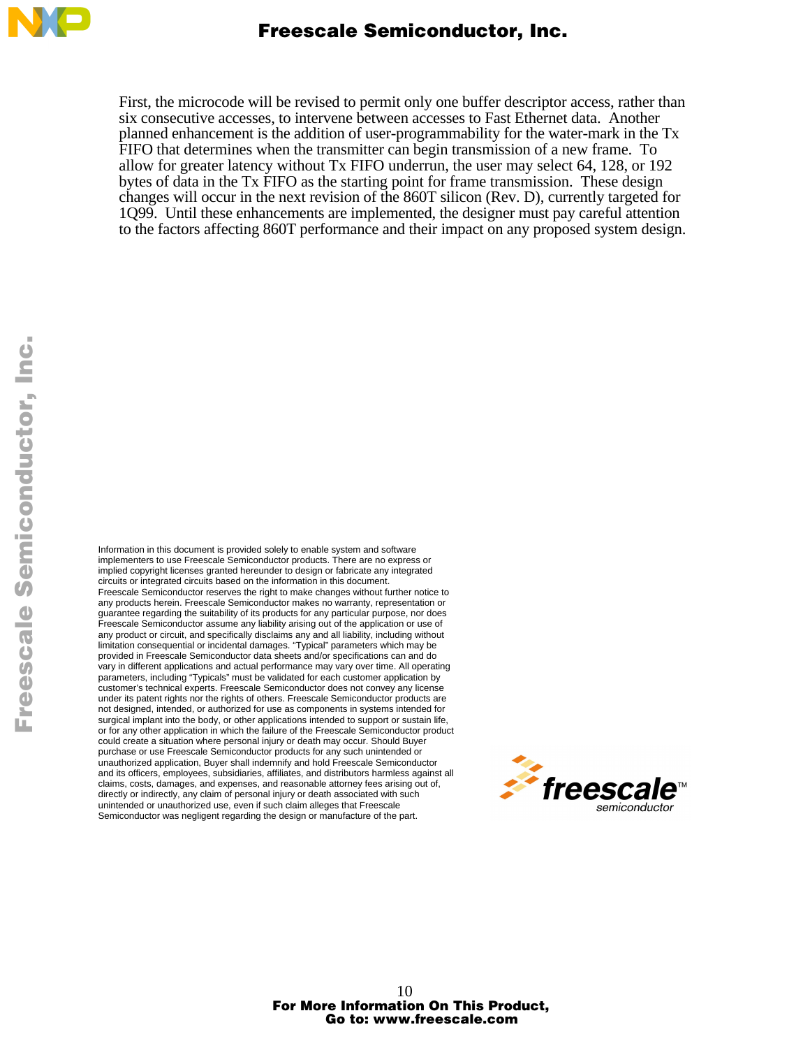First, the microcode will be revised to permit only one buffer descriptor access, rather than six consecutive accesses, to intervene between accesses to Fast Ethernet data. Another planned enhancement is the addition of user-programmability for the water-mark in the Tx FIFO that determines when the transmitter can begin transmission of a new frame. To allow for greater latency without Tx FIFO underrun, the user may select 64, 128, or 192 bytes of data in the Tx FIFO as the starting point for frame transmission. These design changes will occur in the next revision of the 860T silicon (Rev. D), currently targeted for 1Q99. Until these enhancements are implemented, the designer must pay careful attention to the factors affecting 860T performance and their impact on any proposed system design.

Information in this document is provided solely to enable system and software implementers to use Freescale Semiconductor products. There are no express or implied copyright licenses granted hereunder to design or fabricate any integrated circuits or integrated circuits based on the information in this document.
Freescale Semiconductor reserves the right to make changes without further notice to any products herein. Freescale Semiconductor makes no warranty, representation or guarantee regarding the suitability of its products for any particular purpose, nor does Freescale Semiconductor assume any liability arising out of the application or use of any product or circuit, and specifically disclaims any and all liability, including without limitation consequential or incidental damages. "Typical" parameters which may be provided in Freescale Semiconductor data sheets and/or specifications can and do vary in different applications and actual performance may vary over time. All operating parameters, including "Typicals" must be validated for each customer application by customer's technical experts. Freescale Semiconductor does not convey any license under its patent rights nor the rights of others. Freescale Semiconductor products are not designed, intended, or authorized for use as components in systems intended for surgical implant into the body, or other applications intended to support or sustain life, or for any other application in which the failure of the Freescale Semiconductor product could create a situation where personal injury or death may occur. Should Buyer purchase or use Freescale Semiconductor products for any such unintended or unauthorized application, Buyer shall indemnify and hold Freescale Semiconductor and its officers, employees, subsidiaries, affiliates, and distributors harmless against all claims, costs, damages, and expenses, and reasonable attorney fees arising out of, directly or indirectly, any claim of personal injury or death associated with such unintended or unauthorized use, even if such claim alleges that Freescale Semiconductor was negligent regarding the design or manufacture of the part.